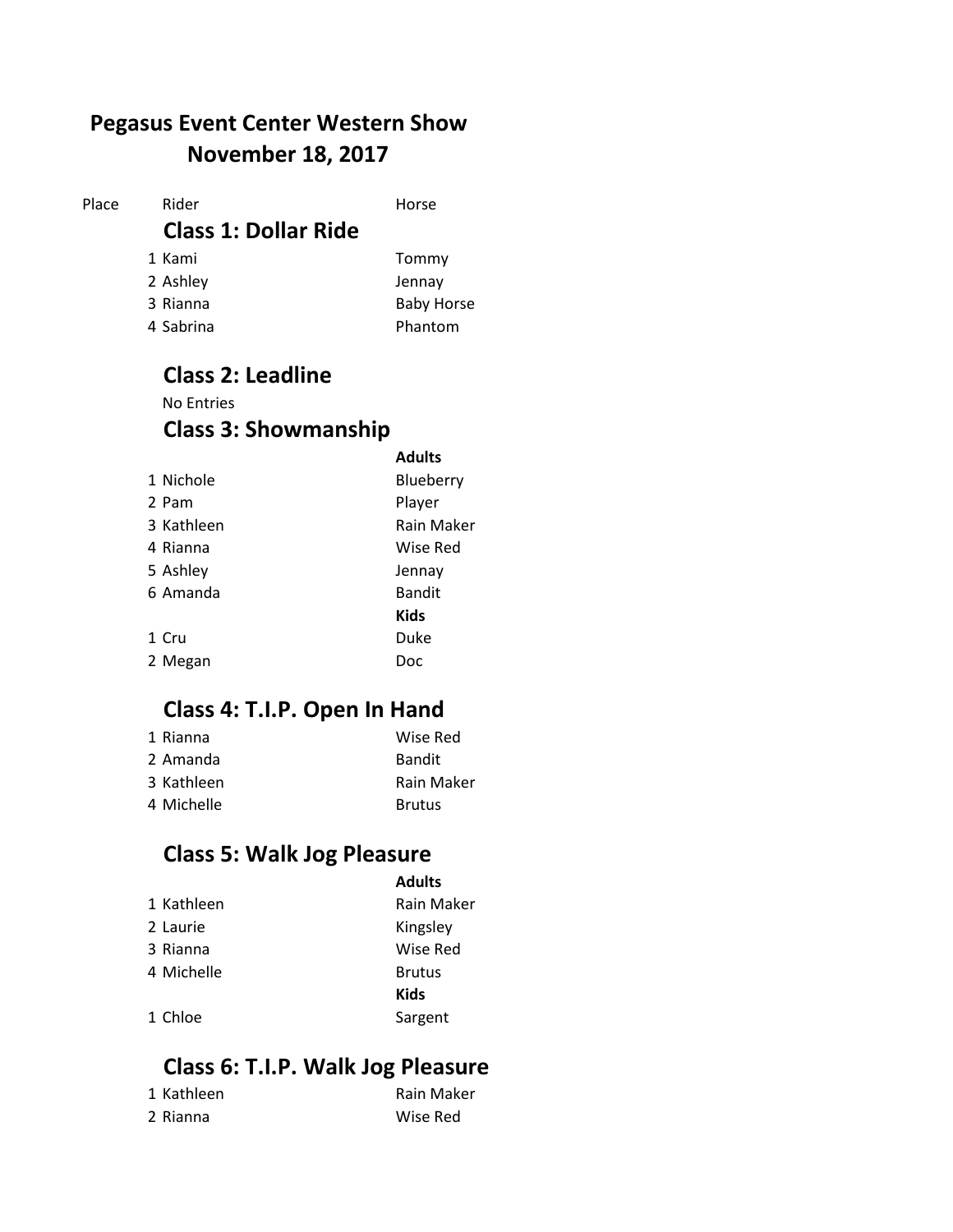# Pegasus Event Center Western Show
## November 18, 2017

| Place | Rider | Horse |
|---|---|---|
| | **Class 1: Dollar Ride** | |
| 1 | Kami | Tommy |
| 2 | Ashley | Jennay |
| 3 | Rianna | Baby Horse |
| 4 | Sabrina | Phantom |
| | **Class 2: Leadline** | |
| | No Entries | |
| | **Class 3: Showmanship** | |
| | | **Adults** |
| 1 | Nichole | Blueberry |
| 2 | Pam | Player |
| 3 | Kathleen | Rain Maker |
| 4 | Rianna | Wise Red |
| 5 | Ashley | Jennay |
| 6 | Amanda | Bandit |
| | | **Kids** |
| 1 | Cru | Duke |
| 2 | Megan | Doc |
| | **Class 4: T.I.P. Open In Hand** | |
| 1 | Rianna | Wise Red |
| 2 | Amanda | Bandit |
| 3 | Kathleen | Rain Maker |
| 4 | Michelle | Brutus |
| | **Class 5: Walk Jog Pleasure** | |
| | | **Adults** |
| 1 | Kathleen | Rain Maker |
| 2 | Laurie | Kingsley |
| 3 | Rianna | Wise Red |
| 4 | Michelle | Brutus |
| | | **Kids** |
| 1 | Chloe | Sargent |
| | **Class 6: T.I.P. Walk Jog Pleasure** | |
| 1 | Kathleen | Rain Maker |
| 2 | Rianna | Wise Red |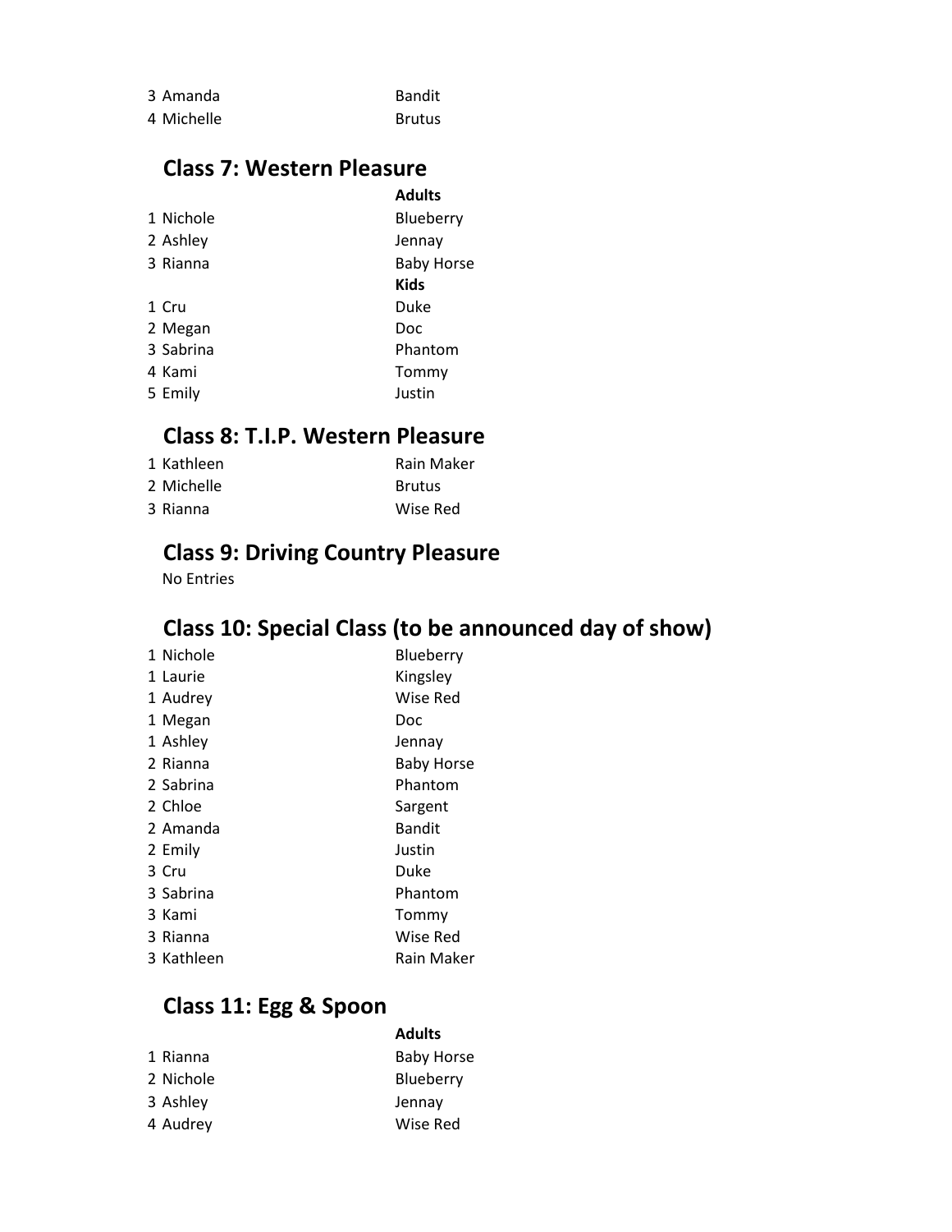| | |
|---|---|
| 3 Amanda | Bandit |
| 4 Michelle | Brutus |

## Class 7: Western Pleasure

| | |
|---|---|
| | **Adults** |
| 1 Nichole | Blueberry |
| 2 Ashley | Jennay |
| 3 Rianna | Baby Horse |
| | **Kids** |
| 1 Cru | Duke |
| 2 Megan | Doc |
| 3 Sabrina | Phantom |
| 4 Kami | Tommy |
| 5 Emily | Justin |

## Class 8: T.I.P. Western Pleasure

| | |
|---|---|
| 1 Kathleen | Rain Maker |
| 2 Michelle | Brutus |
| 3 Rianna | Wise Red |

## Class 9: Driving Country Pleasure

No Entries

## Class 10: Special Class (to be announced day of show)

| | |
|---|---|
| 1 Nichole | Blueberry |
| 1 Laurie | Kingsley |
| 1 Audrey | Wise Red |
| 1 Megan | Doc |
| 1 Ashley | Jennay |
| 2 Rianna | Baby Horse |
| 2 Sabrina | Phantom |
| 2 Chloe | Sargent |
| 2 Amanda | Bandit |
| 2 Emily | Justin |
| 3 Cru | Duke |
| 3 Sabrina | Phantom |
| 3 Kami | Tommy |
| 3 Rianna | Wise Red |
| 3 Kathleen | Rain Maker |

## Class 11: Egg & Spoon

| | |
|---|---|
| | **Adults** |
| 1 Rianna | Baby Horse |
| 2 Nichole | Blueberry |
| 3 Ashley | Jennay |
| 4 Audrey | Wise Red |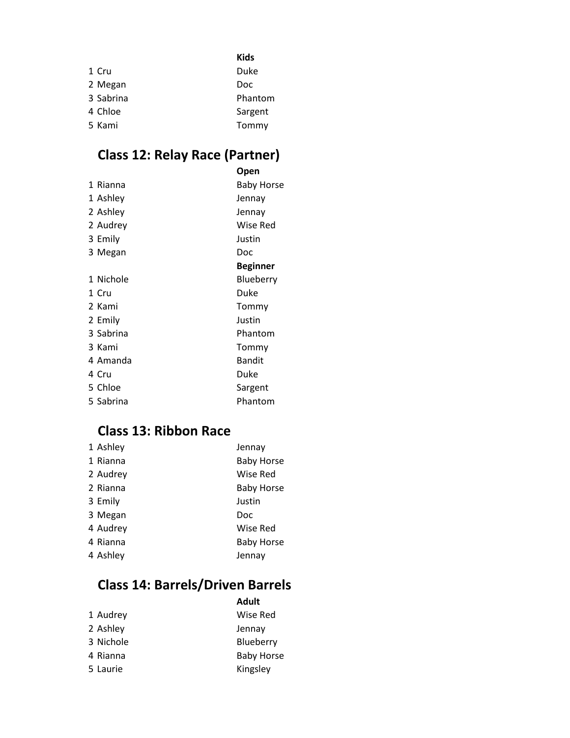| | Kids |
|---|---|
| 1 Cru | Duke |
| 2 Megan | Doc |
| 3 Sabrina | Phantom |
| 4 Chloe | Sargent |
| 5 Kami | Tommy |

## Class 12: Relay Race (Partner)

| | **Open** |
|---|---|
| 1 Rianna | Baby Horse |
| 1 Ashley | Jennay |
| 2 Ashley | Jennay |
| 2 Audrey | Wise Red |
| 3 Emily | Justin |
| 3 Megan | Doc |
| | **Beginner** |
| 1 Nichole | Blueberry |
| 1 Cru | Duke |
| 2 Kami | Tommy |
| 2 Emily | Justin |
| 3 Sabrina | Phantom |
| 3 Kami | Tommy |
| 4 Amanda | Bandit |
| 4 Cru | Duke |
| 5 Chloe | Sargent |
| 5 Sabrina | Phantom |

## Class 13: Ribbon Race

| | |
|---|---|
| 1 Ashley | Jennay |
| 1 Rianna | Baby Horse |
| 2 Audrey | Wise Red |
| 2 Rianna | Baby Horse |
| 3 Emily | Justin |
| 3 Megan | Doc |
| 4 Audrey | Wise Red |
| 4 Rianna | Baby Horse |
| 4 Ashley | Jennay |

## Class 14: Barrels/Driven Barrels

| | **Adult** |
|---|---|
| 1 Audrey | Wise Red |
| 2 Ashley | Jennay |
| 3 Nichole | Blueberry |
| 4 Rianna | Baby Horse |
| 5 Laurie | Kingsley |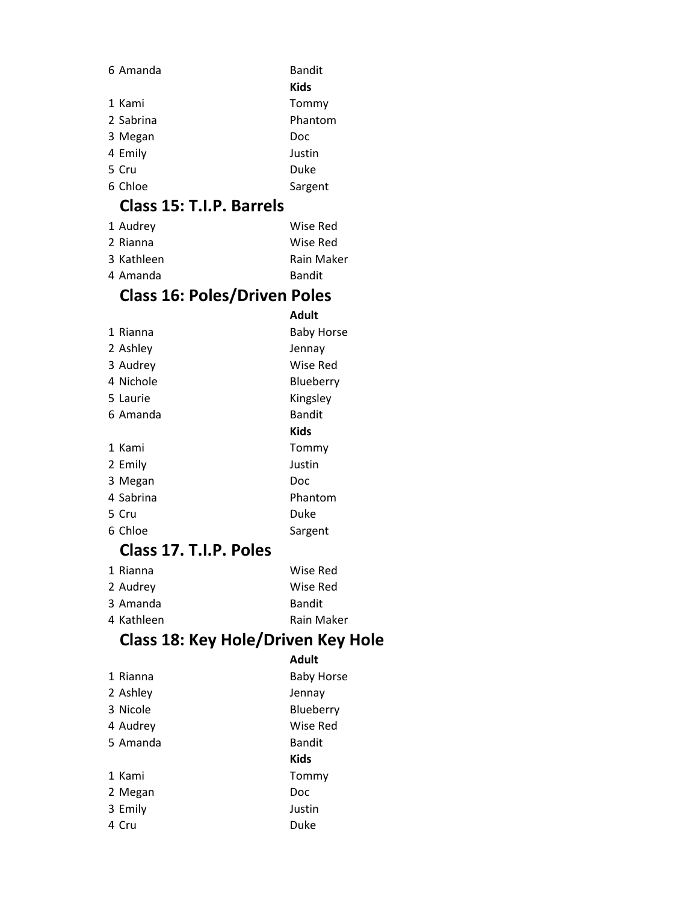| | |
|---|---|
| 6 Amanda | Bandit |
| | **Kids** |
| 1 Kami | Tommy |
| 2 Sabrina | Phantom |
| 3 Megan | Doc |
| 4 Emily | Justin |
| 5 Cru | Duke |
| 6 Chloe | Sargent |

## Class 15: T.I.P. Barrels

| | |
|---|---|
| 1 Audrey | Wise Red |
| 2 Rianna | Wise Red |
| 3 Kathleen | Rain Maker |
| 4 Amanda | Bandit |

## Class 16: Poles/Driven Poles

| | |
|---|---|
| | **Adult** |
| 1 Rianna | Baby Horse |
| 2 Ashley | Jennay |
| 3 Audrey | Wise Red |
| 4 Nichole | Blueberry |
| 5 Laurie | Kingsley |
| 6 Amanda | Bandit |
| | **Kids** |
| 1 Kami | Tommy |
| 2 Emily | Justin |
| 3 Megan | Doc |
| 4 Sabrina | Phantom |
| 5 Cru | Duke |
| 6 Chloe | Sargent |

## Class 17. T.I.P. Poles

| | |
|---|---|
| 1 Rianna | Wise Red |
| 2 Audrey | Wise Red |
| 3 Amanda | Bandit |
| 4 Kathleen | Rain Maker |

## Class 18: Key Hole/Driven Key Hole

| | |
|---|---|
| | **Adult** |
| 1 Rianna | Baby Horse |
| 2 Ashley | Jennay |
| 3 Nicole | Blueberry |
| 4 Audrey | Wise Red |
| 5 Amanda | Bandit |
| | **Kids** |
| 1 Kami | Tommy |
| 2 Megan | Doc |
| 3 Emily | Justin |
| 4 Cru | Duke |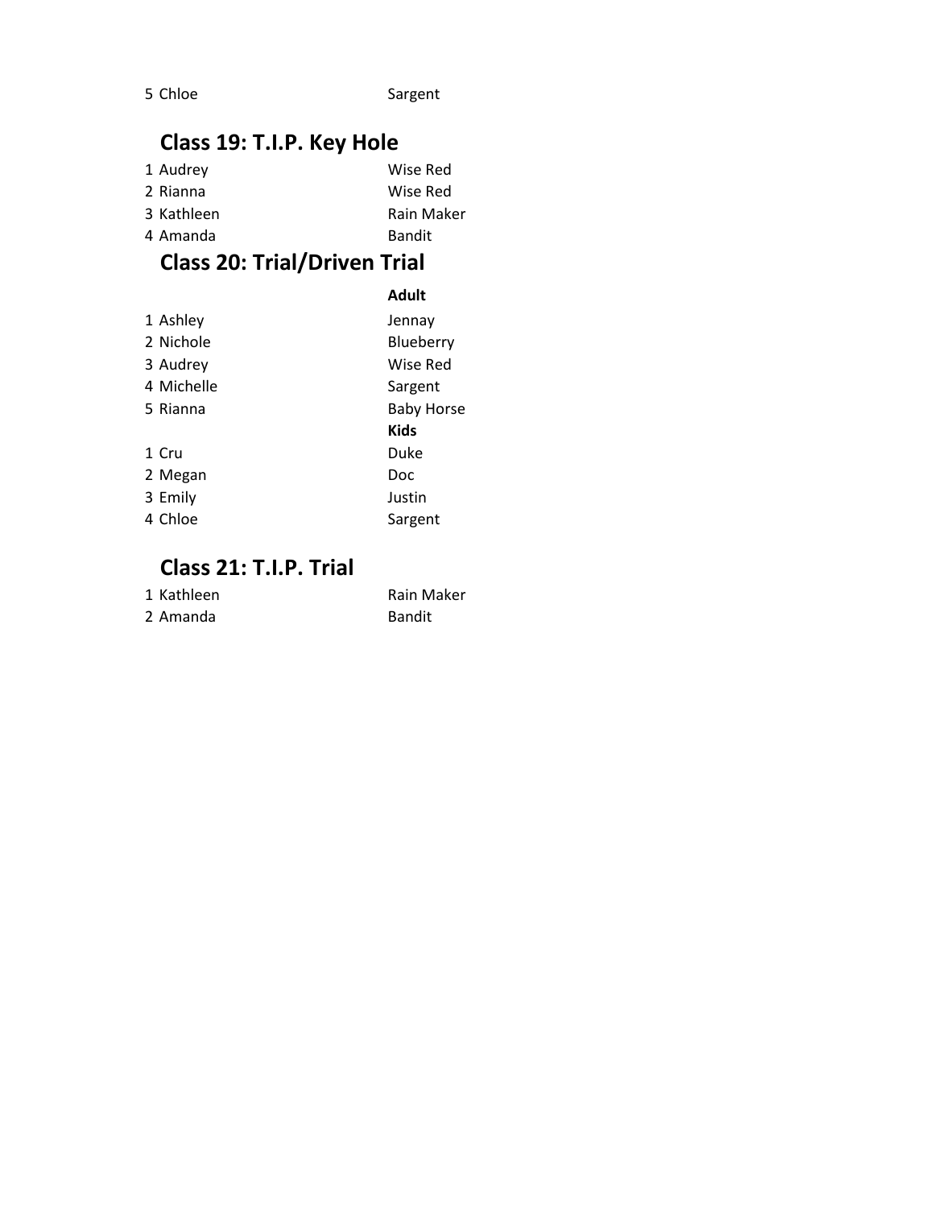| | | |
|---|---|---|
| 5 | Chloe | Sargent |

## Class 19: T.I.P. Key Hole

| | | |
|---|---|---|
| 1 | Audrey | Wise Red |
| 2 | Rianna | Wise Red |
| 3 | Kathleen | Rain Maker |
| 4 | Amanda | Bandit |

## Class 20: Trial/Driven Trial

| | | |
|---|---|---|
| | | **Adult** |
| 1 | Ashley | Jennay |
| 2 | Nichole | Blueberry |
| 3 | Audrey | Wise Red |
| 4 | Michelle | Sargent |
| 5 | Rianna | Baby Horse |
| | | **Kids** |
| 1 | Cru | Duke |
| 2 | Megan | Doc |
| 3 | Emily | Justin |
| 4 | Chloe | Sargent |

## Class 21: T.I.P. Trial

| | | |
|---|---|---|
| 1 | Kathleen | Rain Maker |
| 2 | Amanda | Bandit |